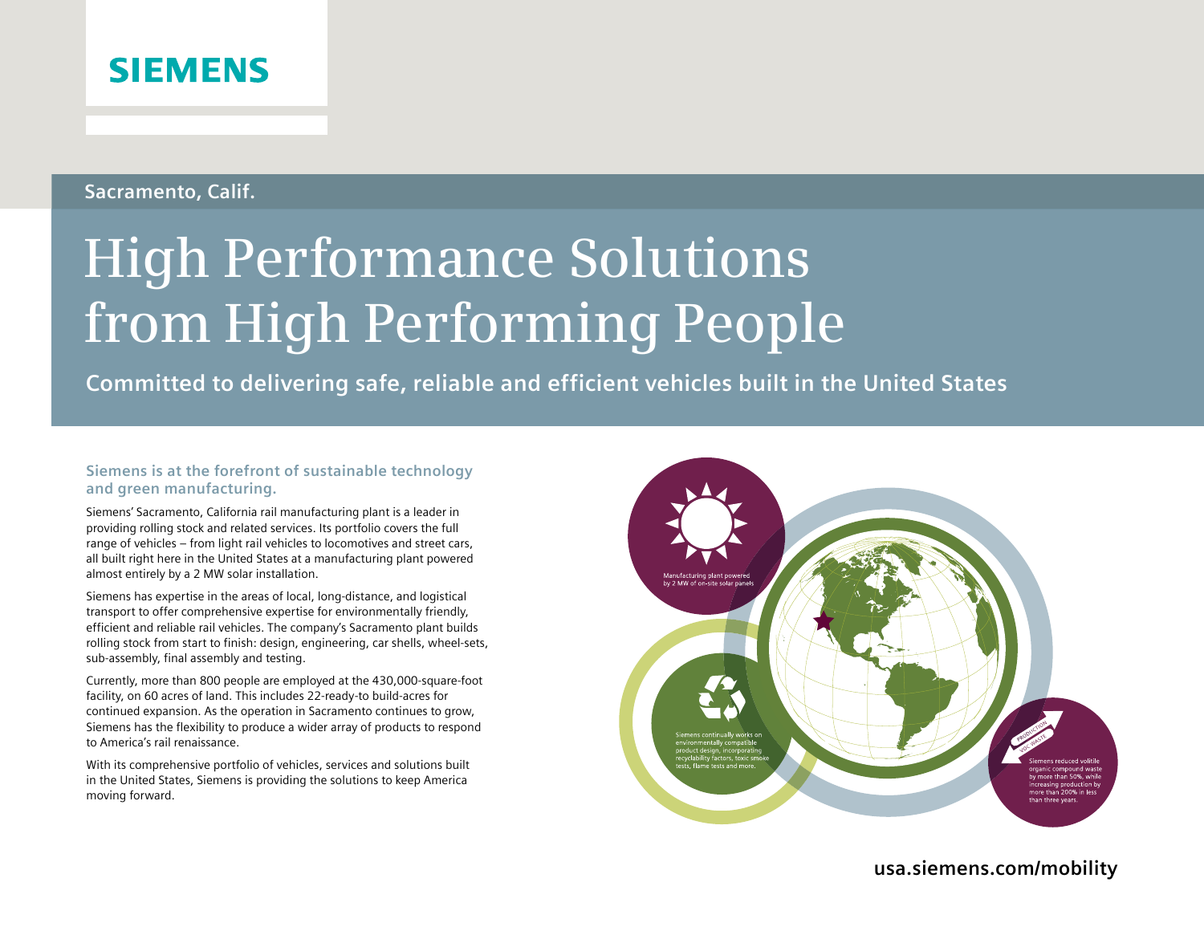SIEMENS

Sacramento, Calif.

# High Performance Solutions from High Performing People

## Committed to delivering safe, reliable and efficient vehicles built in the United States

### Siemens is at the forefront of sustainable technology and green manufacturing.

Siemens' Sacramento, California rail manufacturing plant is a leader in providing rolling stock and related services. Its portfolio covers the full range of vehicles – from light rail vehicles to locomotives and street cars, all built right here in the United States at a manufacturing plant powered almost entirely by a 2 MW solar installation.

Siemens has expertise in the areas of local, long-distance, and logistical transport to offer comprehensive expertise for environmentally friendly, efficient and reliable rail vehicles. The company's Sacramento plant builds rolling stock from start to finish: design, engineering, car shells, wheel-sets, sub-assembly, final assembly and testing.

Currently, more than 800 people are employed at the 430,000-square-foot facility, on 60 acres of land. This includes 22-ready-to build-acres for continued expansion. As the operation in Sacramento continues to grow, Siemens has the flexibility to produce a wider array of products to respond to America's rail renaissance.

With its comprehensive portfolio of vehicles, services and solutions built in the United States, Siemens is providing the solutions to keep America moving forward.

Manufacturing plant powered by 2 MW of on-site solar panels

Siemens continually works on environmentally compatible product design, incorporating recyclability factors, toxic smoke tests, flame tests and more.

PRODUCTION

VOC WASTE

Siemens reduced volitile organic compound waste by more than 50%, while increasing production by more than 200% in less than three years.

usa.siemens.com/mobility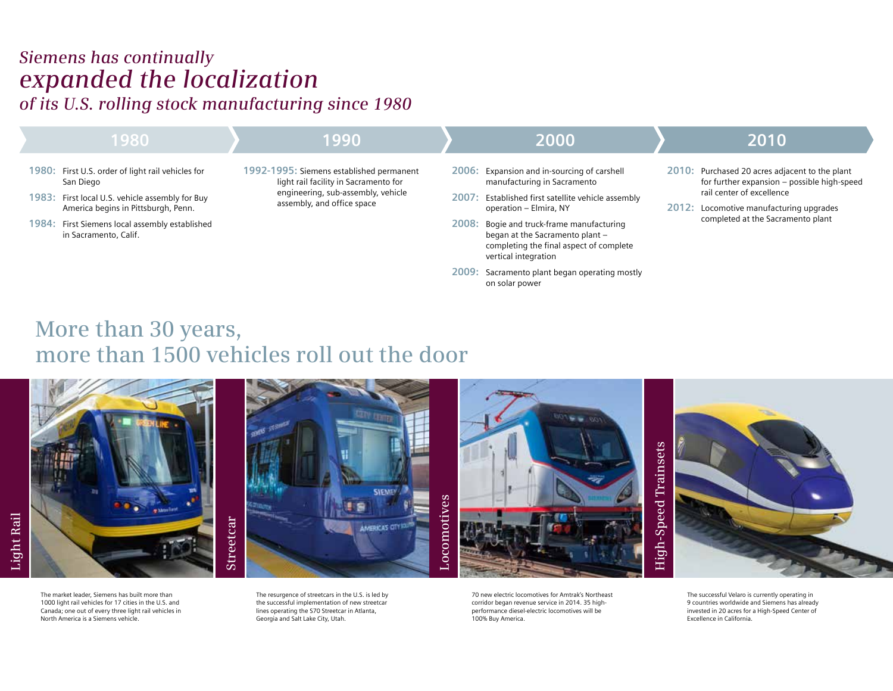# *Siemens has continually expanded the localization of its U.S. rolling stock manufacturing since 1980*

## 1980

**1980:** First U.S. order of light rail vehicles for San Diego

**1983:** First local U.S. vehicle assembly for Buy America begins in Pittsburgh, Penn.

**1984:** First Siemens local assembly established in Sacramento, Calif.

## 1990

**1992-1995:** Siemens established permanent light rail facility in Sacramento for engineering, sub-assembly, vehicle assembly, and office space

## 2000

**2006:** Expansion and in-sourcing of carshell manufacturing in Sacramento

**2007:** Established first satellite vehicle assembly operation – Elmira, NY

**2008:** Bogie and truck-frame manufacturing began at the Sacramento plant – completing the final aspect of complete vertical integration

**2009:** Sacramento plant began operating mostly on solar power

## 2010

**2010:** Purchased 20 acres adjacent to the plant for further expansion – possible high-speed rail center of excellence

**2012:** Locomotive manufacturing upgrades completed at the Sacramento plant

# More than 30 years, more than 1500 vehicles roll out the door

### Light Rail

The market leader, Siemens has built more than 1000 light rail vehicles for 17 cities in the U.S. and Canada; one out of every three light rail vehicles in North America is a Siemens vehicle.

### Streetcar

The resurgence of streetcars in the U.S. is led by the successful implementation of new streetcar lines operating the S70 Streetcar in Atlanta, Georgia and Salt Lake City, Utah.

### Locomotives

70 new electric locomotives for Amtrak's Northeast corridor began revenue service in 2014. 35 high-performance diesel-electric locomotives will be 100% Buy America.

### High-Speed Trainsets

The successful Velaro is currently operating in 9 countries worldwide and Siemens has already invested in 20 acres for a High-Speed Center of Excellence in California.